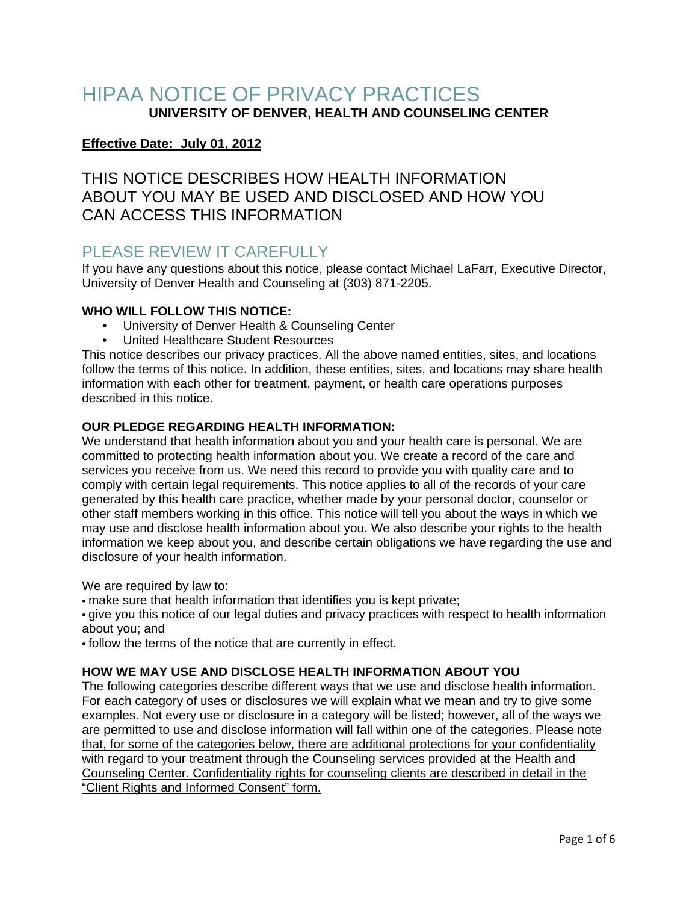# HIPAA NOTICE OF PRIVACY PRACTICES

**UNIVERSITY OF DENVER, HEALTH AND COUNSELING CENTER**

**Effective Date: July 01, 2012**

## THIS NOTICE DESCRIBES HOW HEALTH INFORMATION ABOUT YOU MAY BE USED AND DISCLOSED AND HOW YOU CAN ACCESS THIS INFORMATION

## PLEASE REVIEW IT CAREFULLY

If you have any questions about this notice, please contact Michael LaFarr, Executive Director, University of Denver Health and Counseling at (303) 871-2205.

**WHO WILL FOLLOW THIS NOTICE:**

- University of Denver Health & Counseling Center
- United Healthcare Student Resources

This notice describes our privacy practices. All the above named entities, sites, and locations follow the terms of this notice. In addition, these entities, sites, and locations may share health information with each other for treatment, payment, or health care operations purposes described in this notice.

**OUR PLEDGE REGARDING HEALTH INFORMATION:**

We understand that health information about you and your health care is personal. We are committed to protecting health information about you. We create a record of the care and services you receive from us. We need this record to provide you with quality care and to comply with certain legal requirements. This notice applies to all of the records of your care generated by this health care practice, whether made by your personal doctor, counselor or other staff members working in this office. This notice will tell you about the ways in which we may use and disclose health information about you. We also describe your rights to the health information we keep about you, and describe certain obligations we have regarding the use and disclosure of your health information.

We are required by law to:

- make sure that health information that identifies you is kept private;
- give you this notice of our legal duties and privacy practices with respect to health information about you; and
- follow the terms of the notice that are currently in effect.

**HOW WE MAY USE AND DISCLOSE HEALTH INFORMATION ABOUT YOU**

The following categories describe different ways that we use and disclose health information. For each category of uses or disclosures we will explain what we mean and try to give some examples. Not every use or disclosure in a category will be listed; however, all of the ways we are permitted to use and disclose information will fall within one of the categories. Please note that, for some of the categories below, there are additional protections for your confidentiality with regard to your treatment through the Counseling services provided at the Health and Counseling Center. Confidentiality rights for counseling clients are described in detail in the "Client Rights and Informed Consent" form.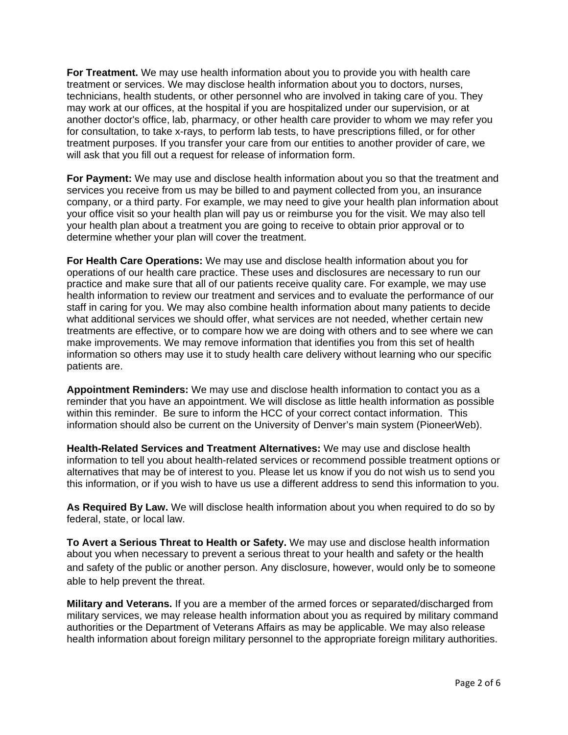**For Treatment.** We may use health information about you to provide you with health care treatment or services. We may disclose health information about you to doctors, nurses, technicians, health students, or other personnel who are involved in taking care of you. They may work at our offices, at the hospital if you are hospitalized under our supervision, or at another doctor's office, lab, pharmacy, or other health care provider to whom we may refer you for consultation, to take x-rays, to perform lab tests, to have prescriptions filled, or for other treatment purposes. If you transfer your care from our entities to another provider of care, we will ask that you fill out a request for release of information form.

**For Payment:** We may use and disclose health information about you so that the treatment and services you receive from us may be billed to and payment collected from you, an insurance company, or a third party. For example, we may need to give your health plan information about your office visit so your health plan will pay us or reimburse you for the visit. We may also tell your health plan about a treatment you are going to receive to obtain prior approval or to determine whether your plan will cover the treatment.

**For Health Care Operations:** We may use and disclose health information about you for operations of our health care practice. These uses and disclosures are necessary to run our practice and make sure that all of our patients receive quality care. For example, we may use health information to review our treatment and services and to evaluate the performance of our staff in caring for you. We may also combine health information about many patients to decide what additional services we should offer, what services are not needed, whether certain new treatments are effective, or to compare how we are doing with others and to see where we can make improvements. We may remove information that identifies you from this set of health information so others may use it to study health care delivery without learning who our specific patients are.

**Appointment Reminders:** We may use and disclose health information to contact you as a reminder that you have an appointment. We will disclose as little health information as possible within this reminder. Be sure to inform the HCC of your correct contact information. This information should also be current on the University of Denver's main system (PioneerWeb).

**Health-Related Services and Treatment Alternatives:** We may use and disclose health information to tell you about health-related services or recommend possible treatment options or alternatives that may be of interest to you. Please let us know if you do not wish us to send you this information, or if you wish to have us use a different address to send this information to you.

**As Required By Law.** We will disclose health information about you when required to do so by federal, state, or local law.

**To Avert a Serious Threat to Health or Safety.** We may use and disclose health information about you when necessary to prevent a serious threat to your health and safety or the health and safety of the public or another person. Any disclosure, however, would only be to someone able to help prevent the threat.

**Military and Veterans.** If you are a member of the armed forces or separated/discharged from military services, we may release health information about you as required by military command authorities or the Department of Veterans Affairs as may be applicable. We may also release health information about foreign military personnel to the appropriate foreign military authorities.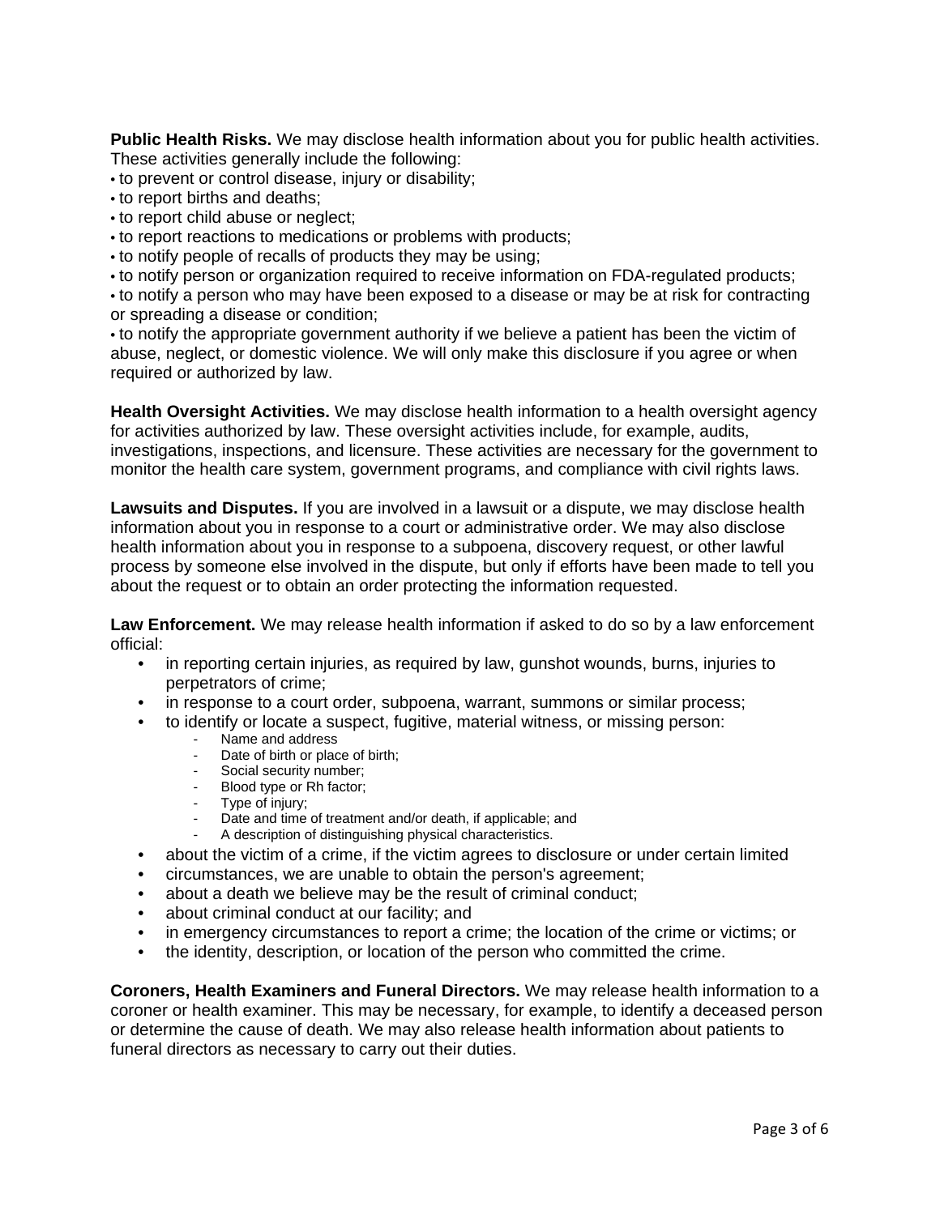**Public Health Risks.** We may disclose health information about you for public health activities. These activities generally include the following:

- to prevent or control disease, injury or disability;
- to report births and deaths;
- to report child abuse or neglect;
- to report reactions to medications or problems with products;
- to notify people of recalls of products they may be using;
- to notify person or organization required to receive information on FDA-regulated products;
- to notify a person who may have been exposed to a disease or may be at risk for contracting or spreading a disease or condition;
- to notify the appropriate government authority if we believe a patient has been the victim of abuse, neglect, or domestic violence. We will only make this disclosure if you agree or when required or authorized by law.

**Health Oversight Activities.** We may disclose health information to a health oversight agency for activities authorized by law. These oversight activities include, for example, audits, investigations, inspections, and licensure. These activities are necessary for the government to monitor the health care system, government programs, and compliance with civil rights laws.

**Lawsuits and Disputes.** If you are involved in a lawsuit or a dispute, we may disclose health information about you in response to a court or administrative order. We may also disclose health information about you in response to a subpoena, discovery request, or other lawful process by someone else involved in the dispute, but only if efforts have been made to tell you about the request or to obtain an order protecting the information requested.

**Law Enforcement.** We may release health information if asked to do so by a law enforcement official:

- in reporting certain injuries, as required by law, gunshot wounds, burns, injuries to perpetrators of crime;
- in response to a court order, subpoena, warrant, summons or similar process;
- to identify or locate a suspect, fugitive, material witness, or missing person:
    - Name and address
    - Date of birth or place of birth;
    - Social security number;
    - Blood type or Rh factor;
    - Type of injury;
    - Date and time of treatment and/or death, if applicable; and
    - A description of distinguishing physical characteristics.
- about the victim of a crime, if the victim agrees to disclosure or under certain limited
- circumstances, we are unable to obtain the person's agreement;
- about a death we believe may be the result of criminal conduct;
- about criminal conduct at our facility; and
- in emergency circumstances to report a crime; the location of the crime or victims; or
- the identity, description, or location of the person who committed the crime.

**Coroners, Health Examiners and Funeral Directors.** We may release health information to a coroner or health examiner. This may be necessary, for example, to identify a deceased person or determine the cause of death. We may also release health information about patients to funeral directors as necessary to carry out their duties.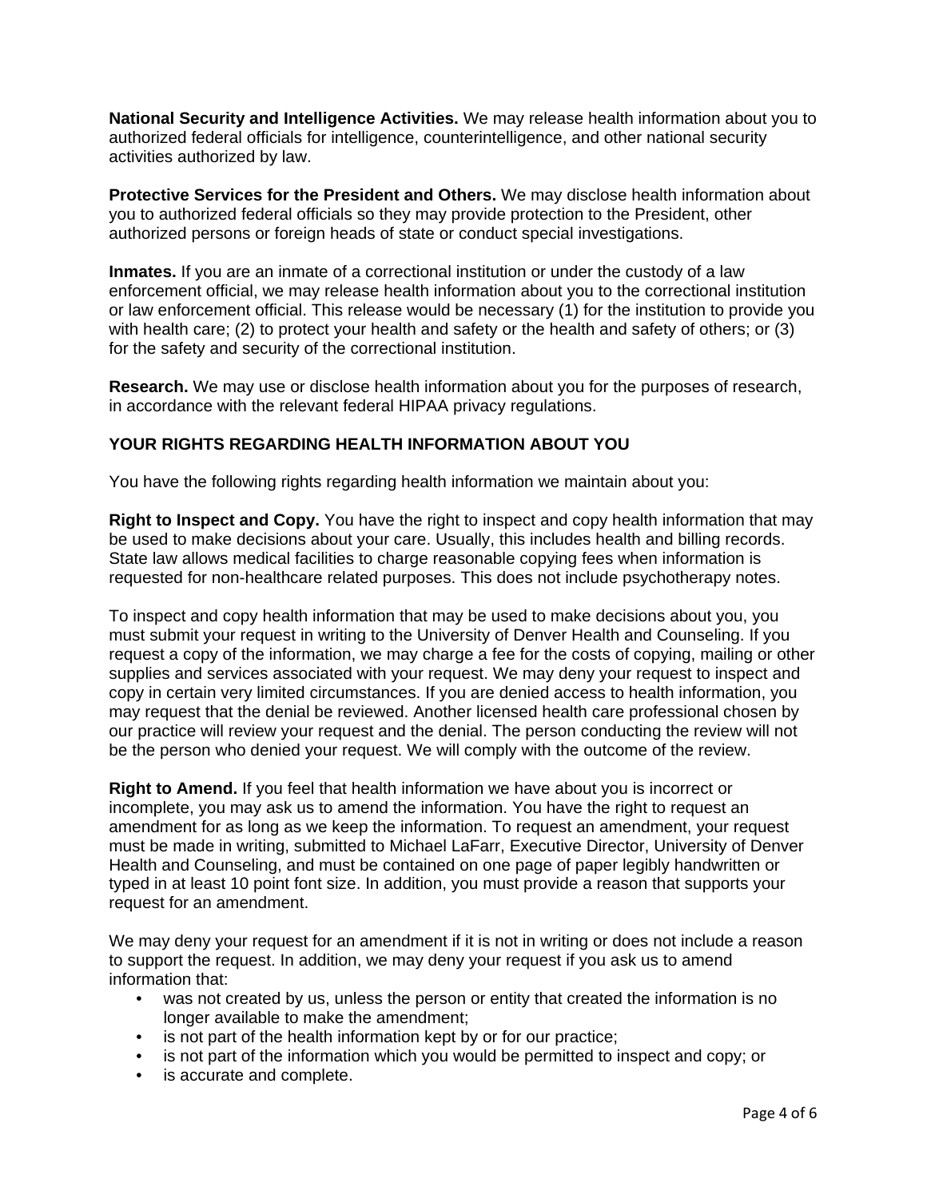**National Security and Intelligence Activities.** We may release health information about you to authorized federal officials for intelligence, counterintelligence, and other national security activities authorized by law.

**Protective Services for the President and Others.** We may disclose health information about you to authorized federal officials so they may provide protection to the President, other authorized persons or foreign heads of state or conduct special investigations.

**Inmates.** If you are an inmate of a correctional institution or under the custody of a law enforcement official, we may release health information about you to the correctional institution or law enforcement official. This release would be necessary (1) for the institution to provide you with health care; (2) to protect your health and safety or the health and safety of others; or (3) for the safety and security of the correctional institution.

**Research.** We may use or disclose health information about you for the purposes of research, in accordance with the relevant federal HIPAA privacy regulations.

## YOUR RIGHTS REGARDING HEALTH INFORMATION ABOUT YOU

You have the following rights regarding health information we maintain about you:

**Right to Inspect and Copy.** You have the right to inspect and copy health information that may be used to make decisions about your care. Usually, this includes health and billing records. State law allows medical facilities to charge reasonable copying fees when information is requested for non-healthcare related purposes. This does not include psychotherapy notes.

To inspect and copy health information that may be used to make decisions about you, you must submit your request in writing to the University of Denver Health and Counseling. If you request a copy of the information, we may charge a fee for the costs of copying, mailing or other supplies and services associated with your request. We may deny your request to inspect and copy in certain very limited circumstances. If you are denied access to health information, you may request that the denial be reviewed. Another licensed health care professional chosen by our practice will review your request and the denial. The person conducting the review will not be the person who denied your request. We will comply with the outcome of the review.

**Right to Amend.** If you feel that health information we have about you is incorrect or incomplete, you may ask us to amend the information. You have the right to request an amendment for as long as we keep the information. To request an amendment, your request must be made in writing, submitted to Michael LaFarr, Executive Director, University of Denver Health and Counseling, and must be contained on one page of paper legibly handwritten or typed in at least 10 point font size. In addition, you must provide a reason that supports your request for an amendment.

We may deny your request for an amendment if it is not in writing or does not include a reason to support the request. In addition, we may deny your request if you ask us to amend information that:

- was not created by us, unless the person or entity that created the information is no longer available to make the amendment;
- is not part of the health information kept by or for our practice;
- is not part of the information which you would be permitted to inspect and copy; or
- is accurate and complete.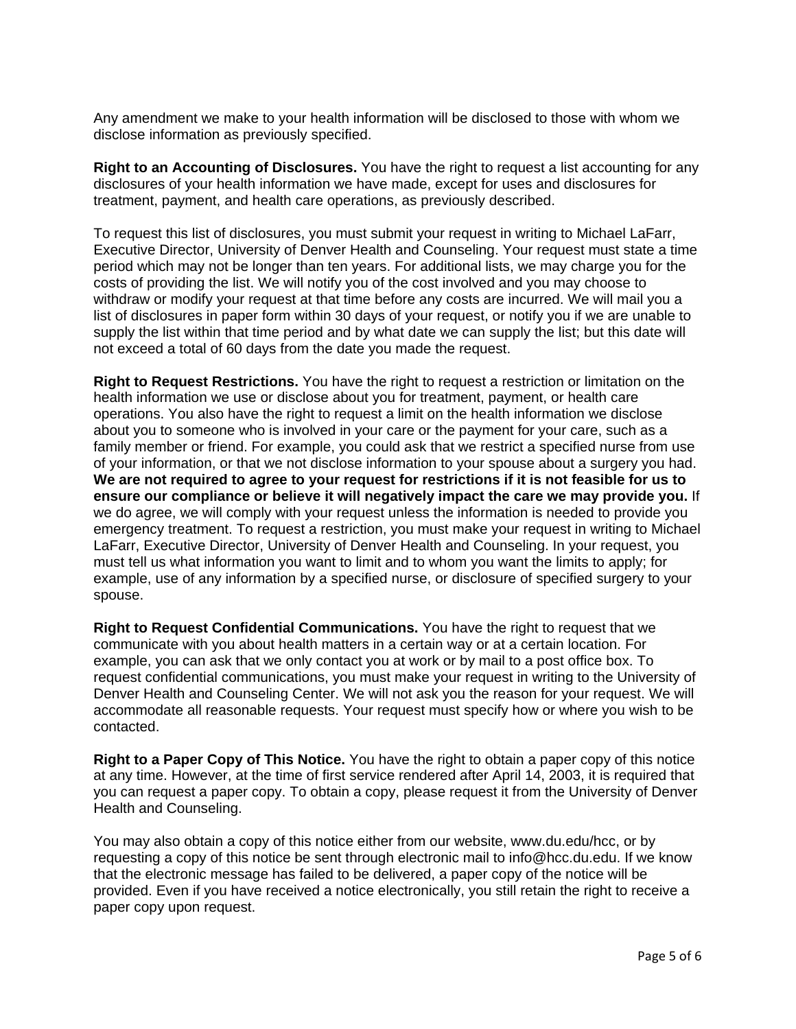Any amendment we make to your health information will be disclosed to those with whom we disclose information as previously specified.

**Right to an Accounting of Disclosures.** You have the right to request a list accounting for any disclosures of your health information we have made, except for uses and disclosures for treatment, payment, and health care operations, as previously described.

To request this list of disclosures, you must submit your request in writing to Michael LaFarr, Executive Director, University of Denver Health and Counseling. Your request must state a time period which may not be longer than ten years. For additional lists, we may charge you for the costs of providing the list. We will notify you of the cost involved and you may choose to withdraw or modify your request at that time before any costs are incurred. We will mail you a list of disclosures in paper form within 30 days of your request, or notify you if we are unable to supply the list within that time period and by what date we can supply the list; but this date will not exceed a total of 60 days from the date you made the request.

**Right to Request Restrictions.** You have the right to request a restriction or limitation on the health information we use or disclose about you for treatment, payment, or health care operations. You also have the right to request a limit on the health information we disclose about you to someone who is involved in your care or the payment for your care, such as a family member or friend. For example, you could ask that we restrict a specified nurse from use of your information, or that we not disclose information to your spouse about a surgery you had. **We are not required to agree to your request for restrictions if it is not feasible for us to ensure our compliance or believe it will negatively impact the care we may provide you.** If we do agree, we will comply with your request unless the information is needed to provide you emergency treatment. To request a restriction, you must make your request in writing to Michael LaFarr, Executive Director, University of Denver Health and Counseling. In your request, you must tell us what information you want to limit and to whom you want the limits to apply; for example, use of any information by a specified nurse, or disclosure of specified surgery to your spouse.

**Right to Request Confidential Communications.** You have the right to request that we communicate with you about health matters in a certain way or at a certain location. For example, you can ask that we only contact you at work or by mail to a post office box. To request confidential communications, you must make your request in writing to the University of Denver Health and Counseling Center. We will not ask you the reason for your request. We will accommodate all reasonable requests. Your request must specify how or where you wish to be contacted.

**Right to a Paper Copy of This Notice.** You have the right to obtain a paper copy of this notice at any time. However, at the time of first service rendered after April 14, 2003, it is required that you can request a paper copy. To obtain a copy, please request it from the University of Denver Health and Counseling.

You may also obtain a copy of this notice either from our website, www.du.edu/hcc, or by requesting a copy of this notice be sent through electronic mail to info@hcc.du.edu. If we know that the electronic message has failed to be delivered, a paper copy of the notice will be provided. Even if you have received a notice electronically, you still retain the right to receive a paper copy upon request.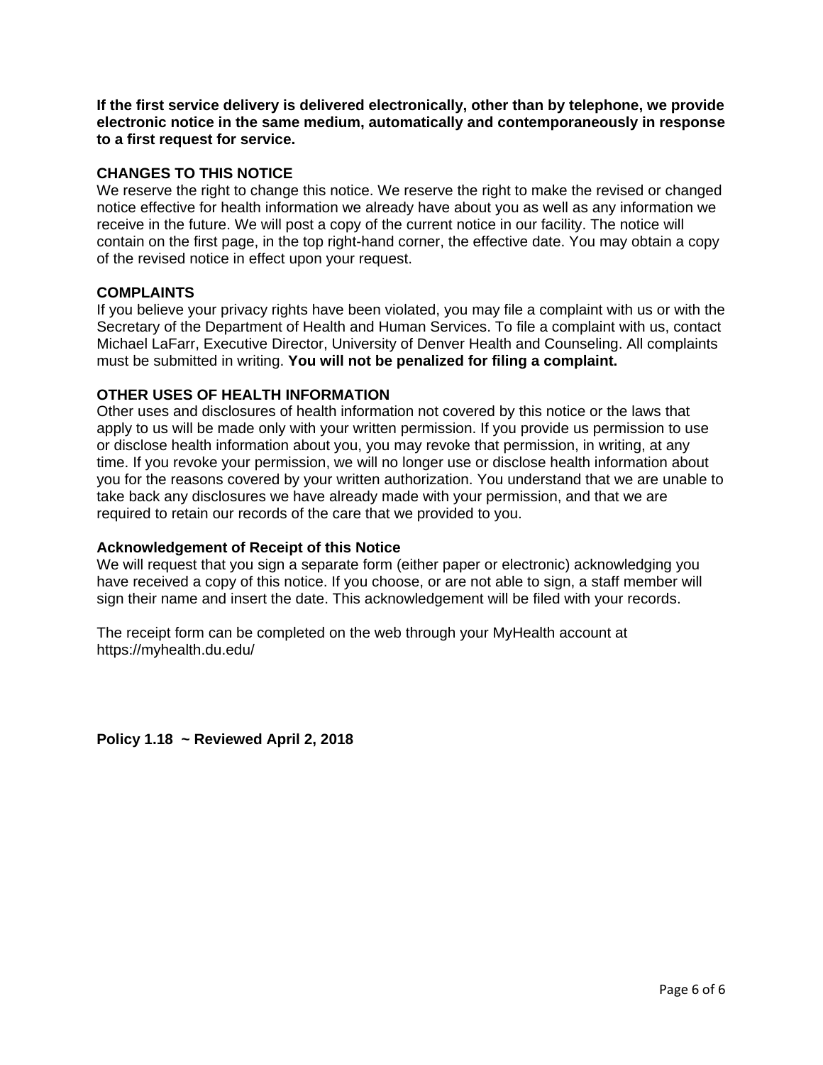**If the first service delivery is delivered electronically, other than by telephone, we provide electronic notice in the same medium, automatically and contemporaneously in response to a first request for service.**

## CHANGES TO THIS NOTICE

We reserve the right to change this notice. We reserve the right to make the revised or changed notice effective for health information we already have about you as well as any information we receive in the future. We will post a copy of the current notice in our facility. The notice will contain on the first page, in the top right-hand corner, the effective date. You may obtain a copy of the revised notice in effect upon your request.

## COMPLAINTS

If you believe your privacy rights have been violated, you may file a complaint with us or with the Secretary of the Department of Health and Human Services. To file a complaint with us, contact Michael LaFarr, Executive Director, University of Denver Health and Counseling. All complaints must be submitted in writing. **You will not be penalized for filing a complaint.**

## OTHER USES OF HEALTH INFORMATION

Other uses and disclosures of health information not covered by this notice or the laws that apply to us will be made only with your written permission. If you provide us permission to use or disclose health information about you, you may revoke that permission, in writing, at any time. If you revoke your permission, we will no longer use or disclose health information about you for the reasons covered by your written authorization. You understand that we are unable to take back any disclosures we have already made with your permission, and that we are required to retain our records of the care that we provided to you.

## Acknowledgement of Receipt of this Notice

We will request that you sign a separate form (either paper or electronic) acknowledging you have received a copy of this notice. If you choose, or are not able to sign, a staff member will sign their name and insert the date. This acknowledgement will be filed with your records.

The receipt form can be completed on the web through your MyHealth account at https://myhealth.du.edu/

**Policy 1.18 ~ Reviewed April 2, 2018**